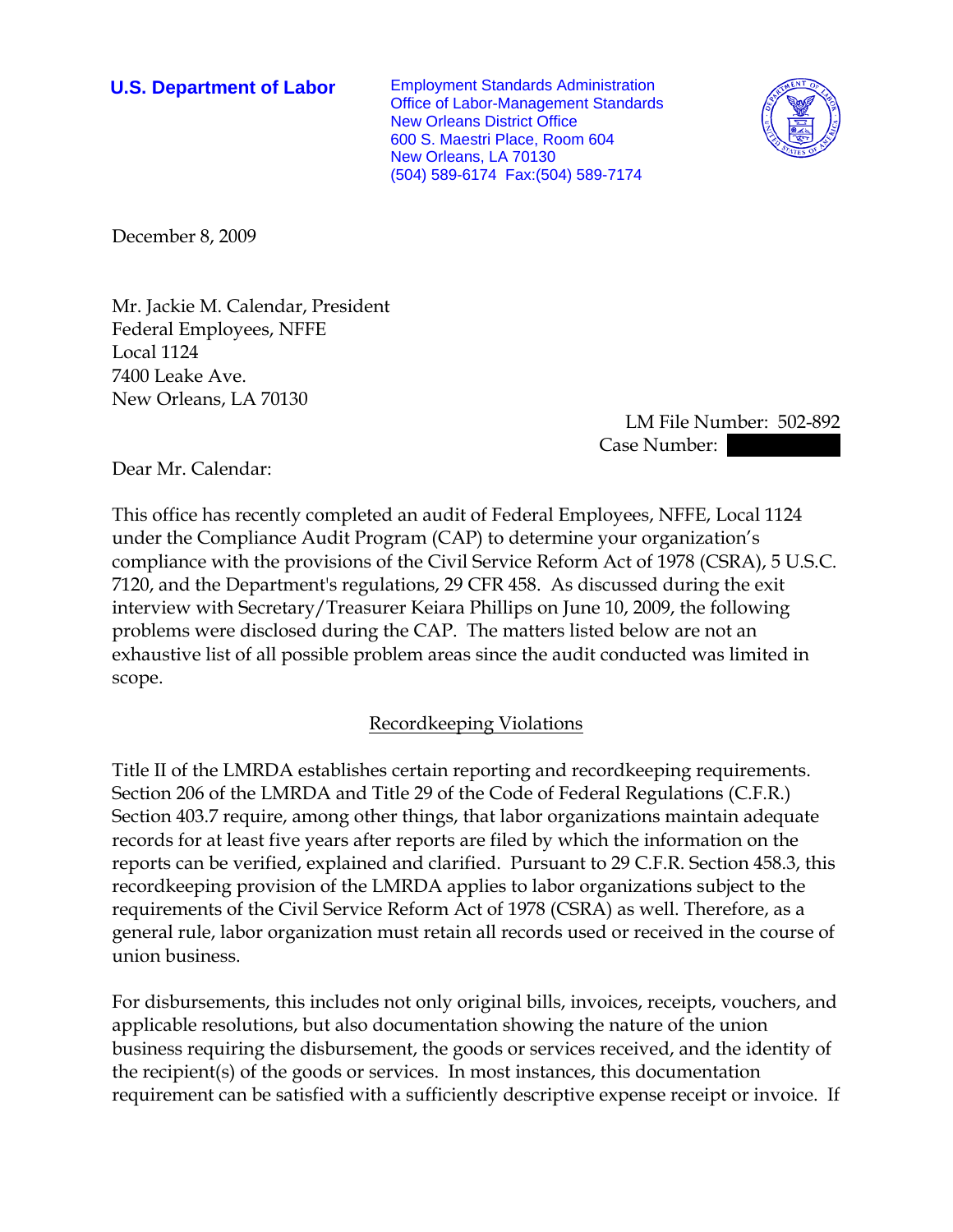**U.S. Department of Labor**

Employment Standards Administration
Office of Labor-Management Standards
New Orleans District Office
600 S. Maestri Place, Room 604
New Orleans, LA 70130
(504) 589-6174 Fax:(504) 589-7174

December 8, 2009

Mr. Jackie M. Calendar, President
Federal Employees, NFFE
Local 1124
7400 Leake Ave.
New Orleans, LA 70130

LM File Number: 502-892
Case Number:

Dear Mr. Calendar:

This office has recently completed an audit of Federal Employees, NFFE, Local 1124 under the Compliance Audit Program (CAP) to determine your organization's compliance with the provisions of the Civil Service Reform Act of 1978 (CSRA), 5 U.S.C. 7120, and the Department's regulations, 29 CFR 458. As discussed during the exit interview with Secretary/Treasurer Keiara Phillips on June 10, 2009, the following problems were disclosed during the CAP. The matters listed below are not an exhaustive list of all possible problem areas since the audit conducted was limited in scope.

## Recordkeeping Violations

Title II of the LMRDA establishes certain reporting and recordkeeping requirements. Section 206 of the LMRDA and Title 29 of the Code of Federal Regulations (C.F.R.) Section 403.7 require, among other things, that labor organizations maintain adequate records for at least five years after reports are filed by which the information on the reports can be verified, explained and clarified. Pursuant to 29 C.F.R. Section 458.3, this recordkeeping provision of the LMRDA applies to labor organizations subject to the requirements of the Civil Service Reform Act of 1978 (CSRA) as well. Therefore, as a general rule, labor organization must retain all records used or received in the course of union business.

For disbursements, this includes not only original bills, invoices, receipts, vouchers, and applicable resolutions, but also documentation showing the nature of the union business requiring the disbursement, the goods or services received, and the identity of the recipient(s) of the goods or services. In most instances, this documentation requirement can be satisfied with a sufficiently descriptive expense receipt or invoice. If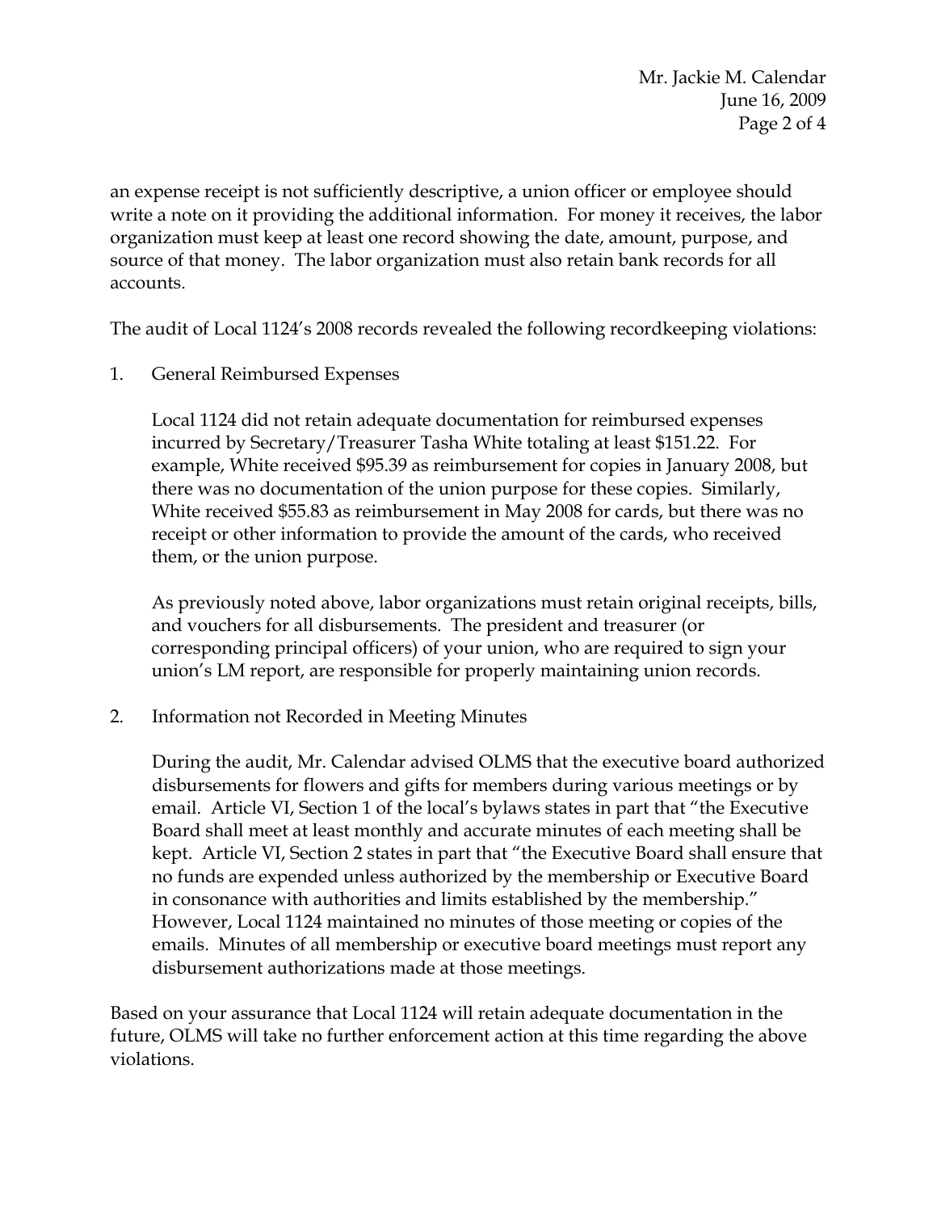an expense receipt is not sufficiently descriptive, a union officer or employee should write a note on it providing the additional information. For money it receives, the labor organization must keep at least one record showing the date, amount, purpose, and source of that money. The labor organization must also retain bank records for all accounts.

The audit of Local 1124's 2008 records revealed the following recordkeeping violations:

1. General Reimbursed Expenses

   Local 1124 did not retain adequate documentation for reimbursed expenses incurred by Secretary/Treasurer Tasha White totaling at least $151.22. For example, White received $95.39 as reimbursement for copies in January 2008, but there was no documentation of the union purpose for these copies. Similarly, White received $55.83 as reimbursement in May 2008 for cards, but there was no receipt or other information to provide the amount of the cards, who received them, or the union purpose.

   As previously noted above, labor organizations must retain original receipts, bills, and vouchers for all disbursements. The president and treasurer (or corresponding principal officers) of your union, who are required to sign your union's LM report, are responsible for properly maintaining union records.

2. Information not Recorded in Meeting Minutes

   During the audit, Mr. Calendar advised OLMS that the executive board authorized disbursements for flowers and gifts for members during various meetings or by email. Article VI, Section 1 of the local's bylaws states in part that "the Executive Board shall meet at least monthly and accurate minutes of each meeting shall be kept. Article VI, Section 2 states in part that "the Executive Board shall ensure that no funds are expended unless authorized by the membership or Executive Board in consonance with authorities and limits established by the membership." However, Local 1124 maintained no minutes of those meeting or copies of the emails. Minutes of all membership or executive board meetings must report any disbursement authorizations made at those meetings.

Based on your assurance that Local 1124 will retain adequate documentation in the future, OLMS will take no further enforcement action at this time regarding the above violations.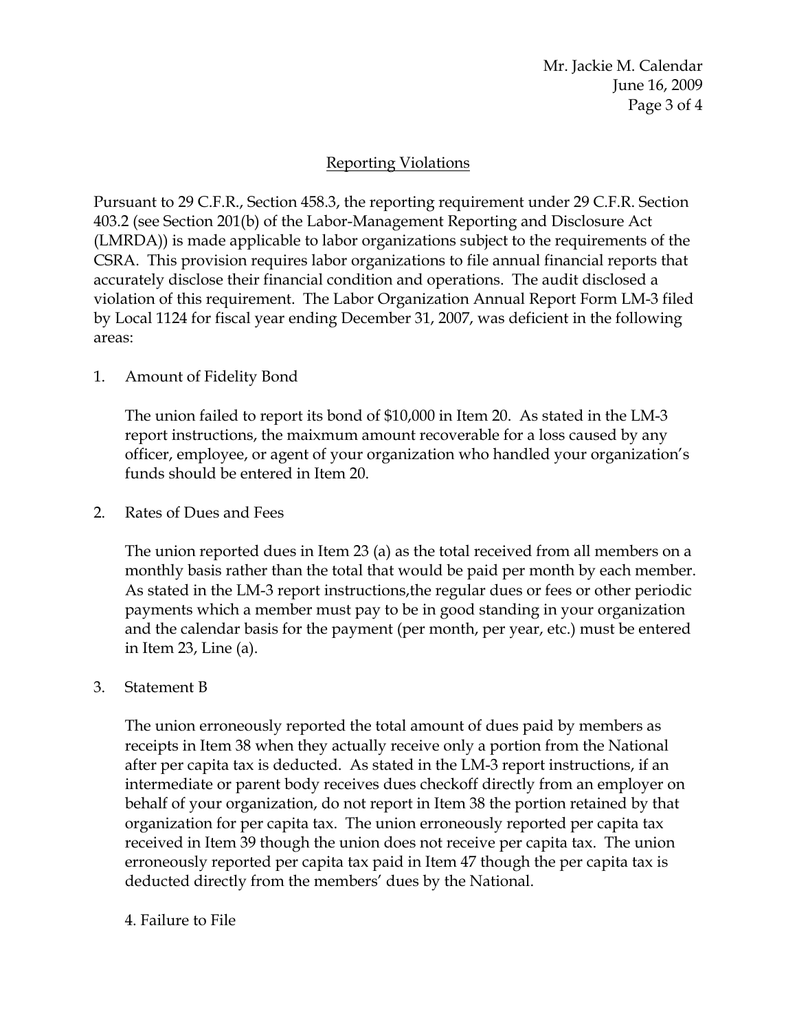Mr. Jackie M. Calendar
June 16, 2009

## Reporting Violations

Pursuant to 29 C.F.R., Section 458.3, the reporting requirement under 29 C.F.R. Section 403.2 (see Section 201(b) of the Labor-Management Reporting and Disclosure Act (LMRDA)) is made applicable to labor organizations subject to the requirements of the CSRA. This provision requires labor organizations to file annual financial reports that accurately disclose their financial condition and operations. The audit disclosed a violation of this requirement. The Labor Organization Annual Report Form LM-3 filed by Local 1124 for fiscal year ending December 31, 2007, was deficient in the following areas:

1. Amount of Fidelity Bond

   The union failed to report its bond of $10,000 in Item 20. As stated in the LM-3 report instructions, the maixmum amount recoverable for a loss caused by any officer, employee, or agent of your organization who handled your organization's funds should be entered in Item 20.

2. Rates of Dues and Fees

   The union reported dues in Item 23 (a) as the total received from all members on a monthly basis rather than the total that would be paid per month by each member. As stated in the LM-3 report instructions,the regular dues or fees or other periodic payments which a member must pay to be in good standing in your organization and the calendar basis for the payment (per month, per year, etc.) must be entered in Item 23, Line (a).

3. Statement B

   The union erroneously reported the total amount of dues paid by members as receipts in Item 38 when they actually receive only a portion from the National after per capita tax is deducted. As stated in the LM-3 report instructions, if an intermediate or parent body receives dues checkoff directly from an employer on behalf of your organization, do not report in Item 38 the portion retained by that organization for per capita tax. The union erroneously reported per capita tax received in Item 39 though the union does not receive per capita tax. The union erroneously reported per capita tax paid in Item 47 though the per capita tax is deducted directly from the members' dues by the National.

4. Failure to File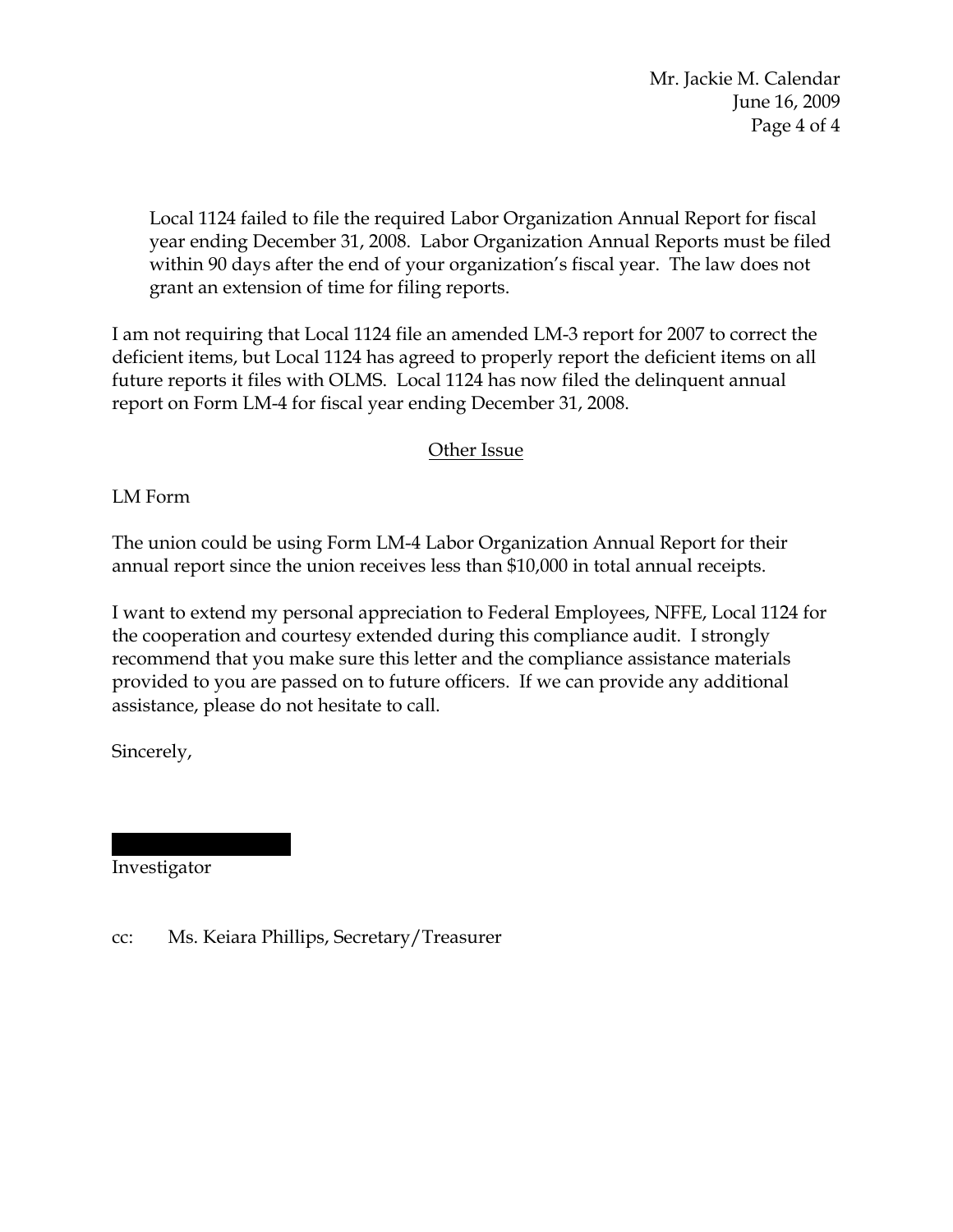Local 1124 failed to file the required Labor Organization Annual Report for fiscal year ending December 31, 2008. Labor Organization Annual Reports must be filed within 90 days after the end of your organization's fiscal year. The law does not grant an extension of time for filing reports.

I am not requiring that Local 1124 file an amended LM-3 report for 2007 to correct the deficient items, but Local 1124 has agreed to properly report the deficient items on all future reports it files with OLMS. Local 1124 has now filed the delinquent annual report on Form LM-4 for fiscal year ending December 31, 2008.

## Other Issue

LM Form

The union could be using Form LM-4 Labor Organization Annual Report for their annual report since the union receives less than $10,000 in total annual receipts.

I want to extend my personal appreciation to Federal Employees, NFFE, Local 1124 for the cooperation and courtesy extended during this compliance audit. I strongly recommend that you make sure this letter and the compliance assistance materials provided to you are passed on to future officers. If we can provide any additional assistance, please do not hesitate to call.

Sincerely,

Investigator

cc: Ms. Keiara Phillips, Secretary/Treasurer